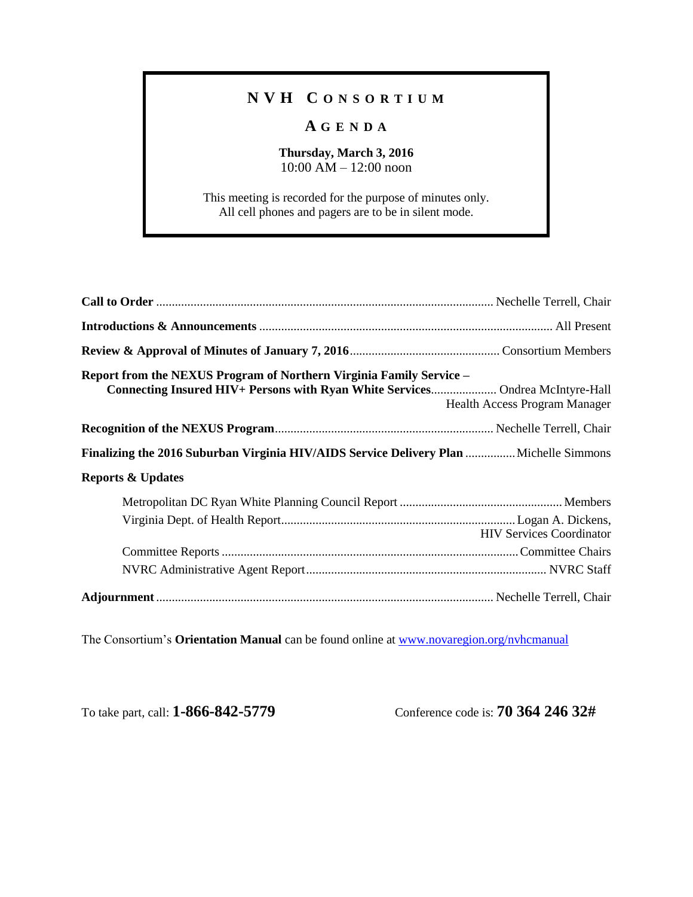# NVH Consortium

## Agenda

**Thursday, March 3, 2016**
10:00 AM – 12:00 noon

This meeting is recorded for the purpose of minutes only.
All cell phones and pagers are to be in silent mode.

**Call to Order** ........................................ Nechelle Terrell, Chair

**Introductions & Announcements** ........................................ All Present

**Review & Approval of Minutes of January 7, 2016** ........................................ Consortium Members

**Report from the NEXUS Program of Northern Virginia Family Service – Connecting Insured HIV+ Persons with Ryan White Services** ........................................ Ondrea McIntyre-Hall, Health Access Program Manager

**Recognition of the NEXUS Program** ........................................ Nechelle Terrell, Chair

**Finalizing the 2016 Suburban Virginia HIV/AIDS Service Delivery Plan** ........................................ Michelle Simmons

**Reports & Updates**

- Metropolitan DC Ryan White Planning Council Report ........................................ Members
- Virginia Dept. of Health Report ........................................ Logan A. Dickens, HIV Services Coordinator
- Committee Reports ........................................ Committee Chairs
- NVRC Administrative Agent Report ........................................ NVRC Staff

**Adjournment** ........................................ Nechelle Terrell, Chair

The Consortium's **Orientation Manual** can be found online at [www.novaregion.org/nvhcmanual](www.novaregion.org/nvhcmanual)

To take part, call: **1-866-842-5779**

Conference code is: **70 364 246 32#**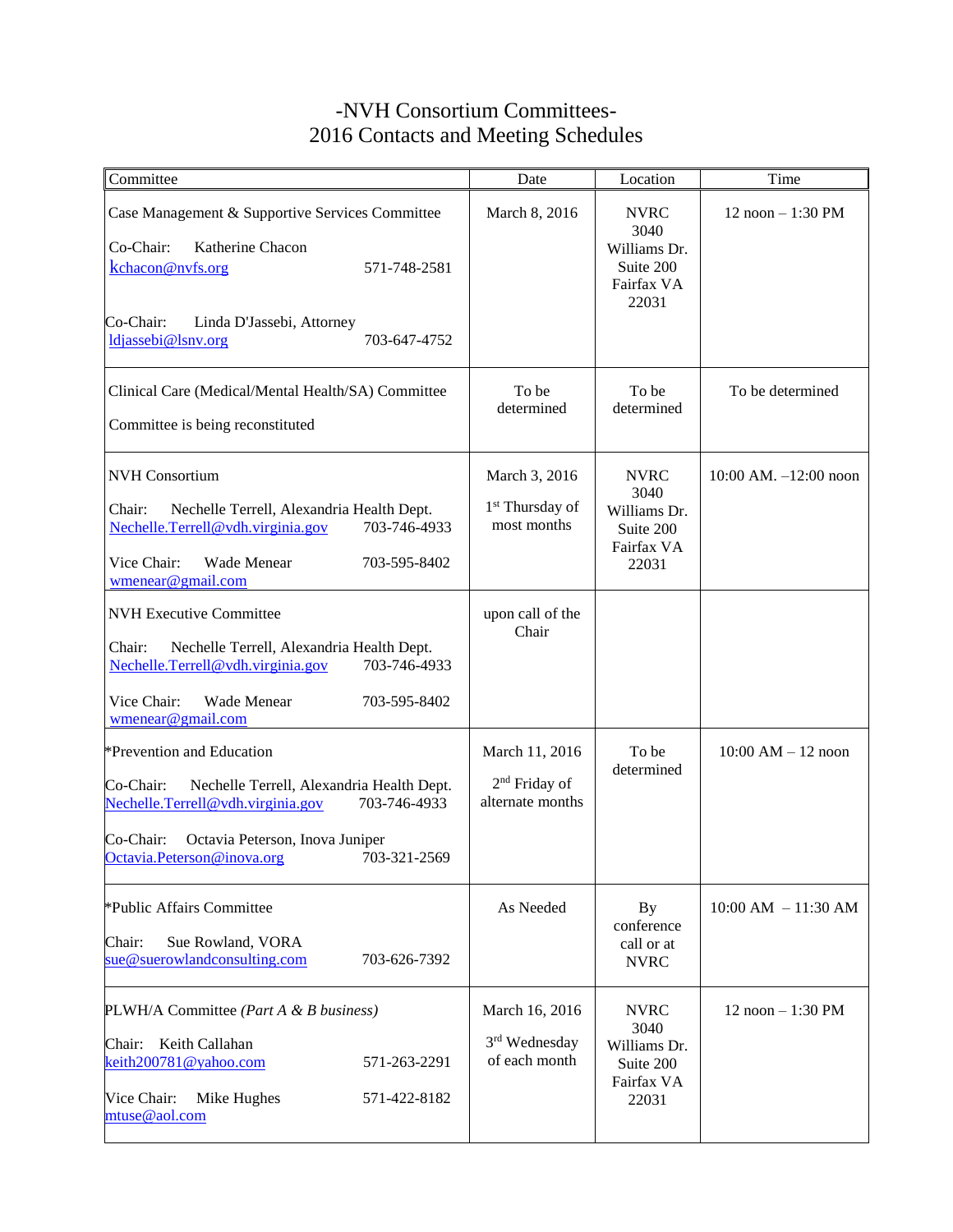# -NVH Consortium Committees-
# 2016 Contacts and Meeting Schedules

| Committee | Date | Location | Time |
|---|---|---|---|
| Case Management & Supportive Services Committee<br><br>Co-Chair: Katherine Chacon<br>kchacon@nvfs.org 571-748-2581<br><br>Co-Chair: Linda D'Jassebi, Attorney<br>ldjassebi@lsnv.org 703-647-4752 | March 8, 2016 | NVRC 3040 Williams Dr. Suite 200 Fairfax VA 22031 | 12 noon – 1:30 PM |
| Clinical Care (Medical/Mental Health/SA) Committee<br><br>Committee is being reconstituted | To be determined | To be determined | To be determined |
| NVH Consortium<br><br>Chair: Nechelle Terrell, Alexandria Health Dept.<br>Nechelle.Terrell@vdh.virginia.gov 703-746-4933<br><br>Vice Chair: Wade Menear 703-595-8402<br>wmenear@gmail.com | March 3, 2016<br><br>1st Thursday of most months | NVRC 3040 Williams Dr. Suite 200 Fairfax VA 22031 | 10:00 AM. –12:00 noon |
| NVH Executive Committee<br><br>Chair: Nechelle Terrell, Alexandria Health Dept.<br>Nechelle.Terrell@vdh.virginia.gov 703-746-4933<br><br>Vice Chair: Wade Menear 703-595-8402<br>wmenear@gmail.com | upon call of the Chair | | |
| *Prevention and Education<br><br>Co-Chair: Nechelle Terrell, Alexandria Health Dept.<br>Nechelle.Terrell@vdh.virginia.gov 703-746-4933<br><br>Co-Chair: Octavia Peterson, Inova Juniper<br>Octavia.Peterson@inova.org 703-321-2569 | March 11, 2016<br><br>2nd Friday of alternate months | To be determined | 10:00 AM – 12 noon |
| *Public Affairs Committee<br><br>Chair: Sue Rowland, VORA<br>sue@suerowlandconsulting.com 703-626-7392 | As Needed | By conference call or at NVRC | 10:00 AM – 11:30 AM |
| PLWH/A Committee *(Part A & B business)*<br><br>Chair: Keith Callahan<br>keith200781@yahoo.com 571-263-2291<br><br>Vice Chair: Mike Hughes 571-422-8182<br>mtuse@aol.com | March 16, 2016<br><br>3rd Wednesday of each month | NVRC 3040 Williams Dr. Suite 200 Fairfax VA 22031 | 12 noon – 1:30 PM |